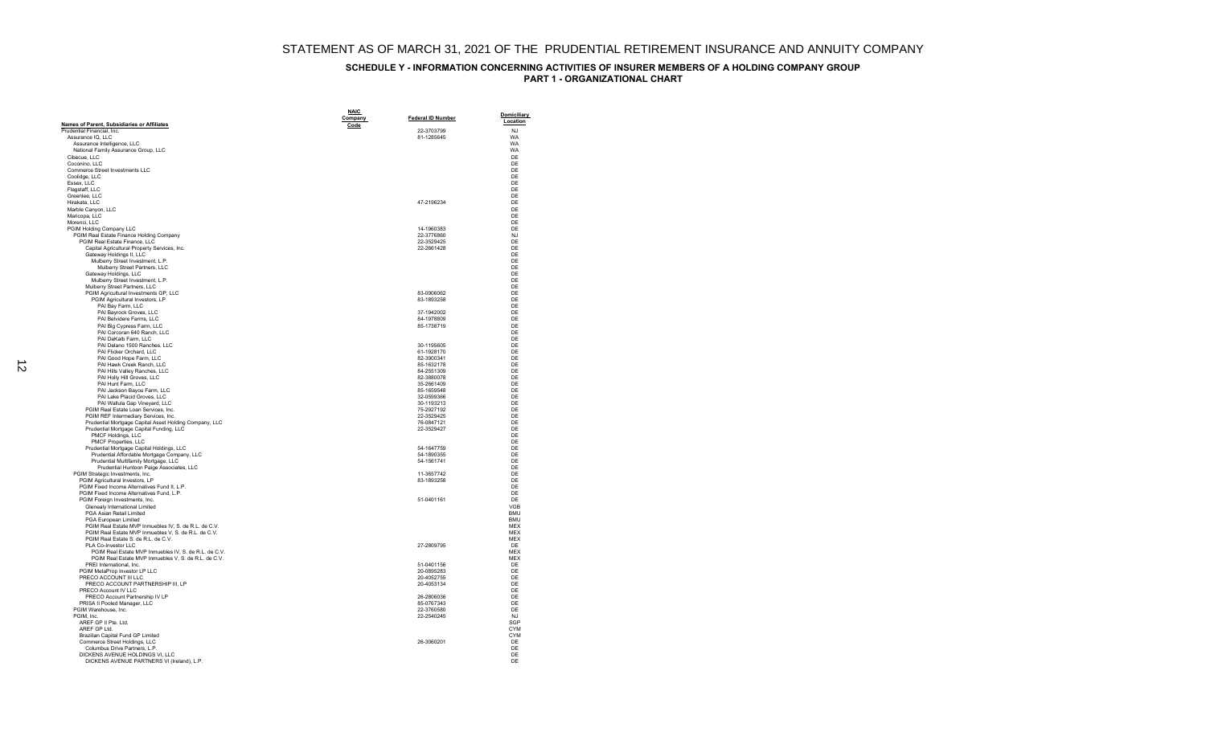# STATEMENT AS OF MARCH 31, 2021 OF THE PRUDENTIAL RETIREMENT INSURANCE AND ANNUITY COMPANY

## SCHEDULE Y - INFORMATION CONCERNING ACTIVITIES OF INSURER MEMBERS OF A HOLDING COMPANY GROUP
### PART 1 - ORGANIZATIONAL CHART

| Names of Parent, Subsidiaries or Affiliates | NAIC Company Code | Federal ID Number | Domiciliary Location |
|---|---|---|---|
| Prudential Financial, Inc. | | 22-3703799 | NJ |
| Assurance IQ, LLC | | 81-1285645 | WA |
| Assurance Intelligence, LLC | | | WA |
| National Family Assurance Group, LLC | | | WA |
| Cibecue, LLC | | | DE |
| Coconino, LLC | | | DE |
| Commerce Street Investments LLC | | | DE |
| Coolidge, LLC | | | DE |
| Essex, LLC | | | DE |
| Flagstaff, LLC | | | DE |
| Greenlee, LLC | | | DE |
| Hirakata, LLC | | 47-2196234 | DE |
| Marble Canyon, LLC | | | DE |
| Maricopa, LLC | | | DE |
| Morenci, LLC | | | DE |
| PGIM Holding Company LLC | | 14-1960383 | DE |
| PGIM Real Estate Finance Holding Company | | 22-3776860 | NJ |
| PGIM Real Estate Finance, LLC | | 22-3529425 | DE |
| Capital Agricultural Property Services, Inc. | | 22-2661428 | DE |
| Gateway Holdings II, LLC | | | DE |
| Mulberry Street Investment, L.P. | | | DE |
| Mulberry Street Partners, LLC | | | DE |
| Gateway Holdings, LLC | | | DE |
| Mulberry Street Investment, L.P. | | | DE |
| Mulberry Street Partners, LLC | | | DE |
| PGIM Agricultural Investments GP, LLC | | 83-0906062 | DE |
| PGIM Agricultural Investors, LP | | 83-1893258 | DE |
| PAI Bay Farm, LLC | | | DE |
| PAI Bayrock Groves, LLC | | 37-1942002 | DE |
| PAI Belvidere Farms, LLC | | 84-1978809 | DE |
| PAI Big Cypress Farm, LLC | | 85-1738719 | DE |
| PAI Corcoran 640 Ranch, LLC | | | DE |
| PAI DeKalb Farm, LLC | | | DE |
| PAI Delano 1500 Ranches, LLC | | 30-1195605 | DE |
| PAI Flicker Orchard, LLC | | 61-1928170 | DE |
| PAI Good Hope Farm, LLC | | 82-3900341 | DE |
| PAI Hawk Creek Ranch, LLC | | 85-1632178 | DE |
| PAI Hills Valley Ranches, LLC | | 84-2551309 | DE |
| PAI Holly Hill Groves, LLC | | 82-3880078 | DE |
| PAI Hunt Farm, LLC | | 35-2661409 | DE |
| PAI Jackson Bayou Farm, LLC | | 85-1659548 | DE |
| PAI Lake Placid Groves, LLC | | 32-0599366 | DE |
| PAI Wallula Gap Vineyard, LLC | | 30-1193213 | DE |
| PGIM Real Estate Loan Services, Inc. | | 75-2927192 | DE |
| PGIM REF Intermediary Services, Inc. | | 22-3529425 | DE |
| Prudential Mortgage Capital Asset Holding Company, LLC | | 76-0847121 | DE |
| Prudential Mortgage Capital Funding, LLC | | 22-3529427 | DE |
| PMCF Holdings, LLC | | | DE |
| PMCF Properties, LLC | | | DE |
| Prudential Mortgage Capital Holdings, LLC | | 54-1647759 | DE |
| Prudential Affordable Mortgage Company, LLC | | 54-1890355 | DE |
| Prudential Multifamily Mortgage, LLC | | 54-1561741 | DE |
| Prudential Huntoon Paige Associates, LLC | | | DE |
| PGIM Strategic Investments, Inc. | | 11-3657742 | DE |
| PGIM Agricultural Investors, LP | | 83-1893258 | DE |
| PGIM Fixed Income Alternatives Fund II, L.P. | | | DE |
| PGIM Fixed Income Alternatives Fund, L.P. | | | DE |
| PGIM Foreign Investments, Inc. | | 51-0401161 | DE |
| Gleneely International Limited | | | VGB |
| PGA Asian Retail Limited | | | BMU |
| PGA European Limited | | | BMU |
| PGIM Real Estate MVP Inmuebles IV, S. de R.L. de C.V. | | | MEX |
| PGIM Real Estate MVP Inmuebles V, S. de R.L. de C.V. | | | MEX |
| PGIM Real Estate S. de R.L. de C.V. | | | MEX |
| PLA Co-Investor LLC | | 27-2809795 | DE |
| PGIM Real Estate MVP Inmuebles IV, S. de R.L. de C.V. | | | MEX |
| PGIM Real Estate MVP Inmuebles V, S. de R.L. de C.V. | | | MEX |
| PREI International, Inc. | | 51-0401156 | DE |
| PGIM MetaProp Investor LP LLC | | 20-0895283 | DE |
| PRECO ACCOUNT III LLC | | 20-4052755 | DE |
| PRECO ACCOUNT PARTNERSHIP III, LP | | 20-4053134 | DE |
| PRECO Account IV LLC | | | DE |
| PRECO Account Partnership IV LP | | 26-2806036 | DE |
| PRISA II Pooled Manager, LLC | | 85-0767343 | DE |
| PGIM Warehouse, Inc. | | 22-3760580 | DE |
| PGIM, Inc. | | 22-2540245 | NJ |
| AREF GP II Pte. Ltd. | | | SGP |
| AREF GP Ltd. | | | CYM |
| Brazilian Capital Fund GP Limited | | | CYM |
| Commerce Street Holdings, LLC | | 26-3060201 | DE |
| Columbus Drive Partners, L.P. | | | DE |
| DICKENS AVENUE HOLDINGS VI, LLC | | | DE |
| DICKENS AVENUE PARTNERS VI (Ireland), L.P. | | | DE |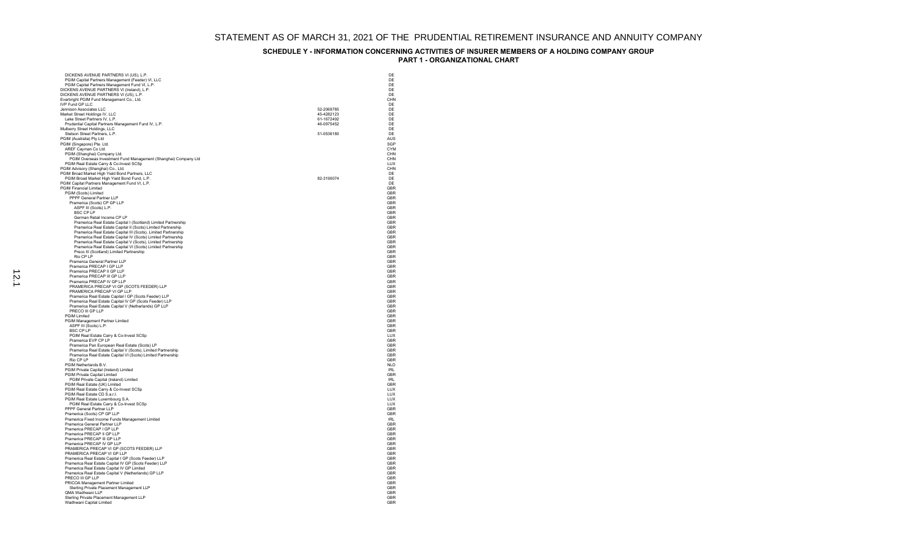# STATEMENT AS OF MARCH 31, 2021 OF THE PRUDENTIAL RETIREMENT INSURANCE AND ANNUITY COMPANY

## SCHEDULE Y - INFORMATION CONCERNING ACTIVITIES OF INSURER MEMBERS OF A HOLDING COMPANY GROUP

### PART 1 - ORGANIZATIONAL CHART

| Entity | FEIN | Domicile |
|---|---|---|
| DICKENS AVENUE PARTNERS VI (US), L.P. | | DE |
| PGIM Capital Partners Management (Feeder) VI, LLC | | DE |
| PGIM Capital Partners Management Fund VI, L.P. | | DE |
| DICKENS AVENUE PARTNERS VI (Ireland), L.P. | | DE |
| DICKENS AVENUE PARTNERS VI (US), L.P. | | DE |
| Everbright PGIM Fund Management Co., Ltd. | | CHN |
| IVP Fund GP LLC | | DE |
| Jennison Associates LLC | 52-2069785 | DE |
| Market Street Holdings IV, LLC | 45-4282123 | DE |
| Lake Street Partners IV, L.P. | 61-1672492 | DE |
| Prudential Capital Partners Management Fund IV, L.P. | 46-0975452 | DE |
| Mulberry Street Holdings, LLC | | DE |
| Stetson Street Partners, L.P. | 51-0536180 | DE |
| PGIM (Australia) Pty Ltd | | AUS |
| PGIM (Singapore) Pte. Ltd. | | SGP |
| AREF Cayman Co Ltd. | | CYM |
| PGIM (Shanghai) Company Ltd. | | CHN |
| PGIM Overseas Investment Fund Management (Shanghai) Company Ltd | | CHN |
| PGIM Real Estate Carry & Co-Invest SCSp | | LUX |
| PGIM Advisory (Shanghai) Co., Ltd. | | CHN |
| PGIM Broad Market High Yield Bond Partners, LLC | | DE |
| PGIM Broad Market High Yield Bond Fund, L.P. | 82-3190074 | DE |
| PGIM Capital Partners Management Fund VI, L.P. | | DE |
| PGIM Financial Limited | | GBR |
| PGIM (Scots) Limited | | GBR |
| PPPF General Partner LLP | | GBR |
| Pramerica (Scots) CP GP LLP | | GBR |
| ASPF III (Scots) L.P. | | GBR |
| BSC CP LP | | GBR |
| German Retail Income CP LP | | GBR |
| Pramerica Real Estate Capital I (Scotland) Limited Partnership | | GBR |
| Pramerica Real Estate Capital II (Scots) Limited Partnership | | GBR |
| Pramerica Real Estate Capital III (Scots), Limited Partnership | | GBR |
| Pramerica Real Estate Capital IV (Scots) Limited Partnership | | GBR |
| Pramerica Real Estate Capital V (Scots), Limited Partnership | | GBR |
| Pramerica Real Estate Capital VI (Scots) Limited Partnership | | GBR |
| Preco III (Scotland) Limited Partnership | | GBR |
| Rio CP LP | | GBR |
| Pramerica General Partner LLP | | GBR |
| Pramerica PRECAP I GP LLP | | GBR |
| Pramerica PRECAP II GP LLP | | GBR |
| Pramerica PRECAP III GP LLP | | GBR |
| Pramerica PRECAP IV GP LLP | | GBR |
| PRAMERICA PRECAP VI GP (SCOTS FEEDER) LLP | | GBR |
| PRAMERICA PRECAP VI GP LLP | | GBR |
| Pramerica Real Estate Capital I GP (Scots Feeder) LLP | | GBR |
| Pramerica Real Estate Capital IV GP (Scots Feeder) LLP | | GBR |
| Pramerica Real Estate Capital V (Netherlands) GP LLP | | GBR |
| PRECO III GP LLP | | GBR |
| PGIM Limited | | GBR |
| PGIM Management Partner Limited | | GBR |
| ASPF III (Scots) L.P. | | GBR |
| BSC CP LP | | GBR |
| PGIM Real Estate Carry & Co-Invest SCSp | | LUX |
| Pramerica EVP CP LP | | GBR |
| Pramerica Pan European Real Estate (Scots) LP | | GBR |
| Pramerica Real Estate Capital V (Scots), Limited Partnership | | GBR |
| Pramerica Real Estate Capital VI (Scots) Limited Partnership | | GBR |
| Rio CP LP | | GBR |
| PGIM Netherlands B.V. | | NLD |
| PGIM Private Capital (Ireland) Limited | | IRL |
| PGIM Private Capital Limited | | GBR |
| PGIM Private Capital (Ireland) Limited | | IRL |
| PGIM Real Estate (UK) Limited | | GBR |
| PGIM Real Estate Carry & Co-Invest SCSp | | LUX |
| PGIM Real Estate CD S.a.r.l. | | LUX |
| PGIM Real Estate Luxembourg S.A. | | LUX |
| PGIM Real Estate Carry & Co-Invest SCSp | | LUX |
| PPPF General Partner LLP | | GBR |
| Pramerica (Scots) CP GP LLP | | GBR |
| Pramerica Fixed Income Funds Management Limited | | IRL |
| Pramerica General Partner LLP | | GBR |
| Pramerica PRECAP I GP LLP | | GBR |
| Pramerica PRECAP II GP LLP | | GBR |
| Pramerica PRECAP III GP LLP | | GBR |
| Pramerica PRECAP IV GP LLP | | GBR |
| PRAMERICA PRECAP VI GP (SCOTS FEEDER) LLP | | GBR |
| PRAMERICA PRECAP VI GP LLP | | GBR |
| Pramerica Real Estate Capital I GP (Scots Feeder) LLP | | GBR |
| Pramerica Real Estate Capital IV GP (Scots Feeder) LLP | | GBR |
| Pramerica Real Estate Capital IV GP Limited | | GBR |
| Pramerica Real Estate Capital V (Netherlands) GP LLP | | GBR |
| PRECO III GP LLP | | GBR |
| PRICOA Management Partner Limited | | GBR |
| Sterling Private Placement Management LLP | | GBR |
| QMA Wadhwani LLP | | GBR |
| Sterling Private Placement Management LLP | | GBR |
| Wadhwani Capital Limited | | GBR |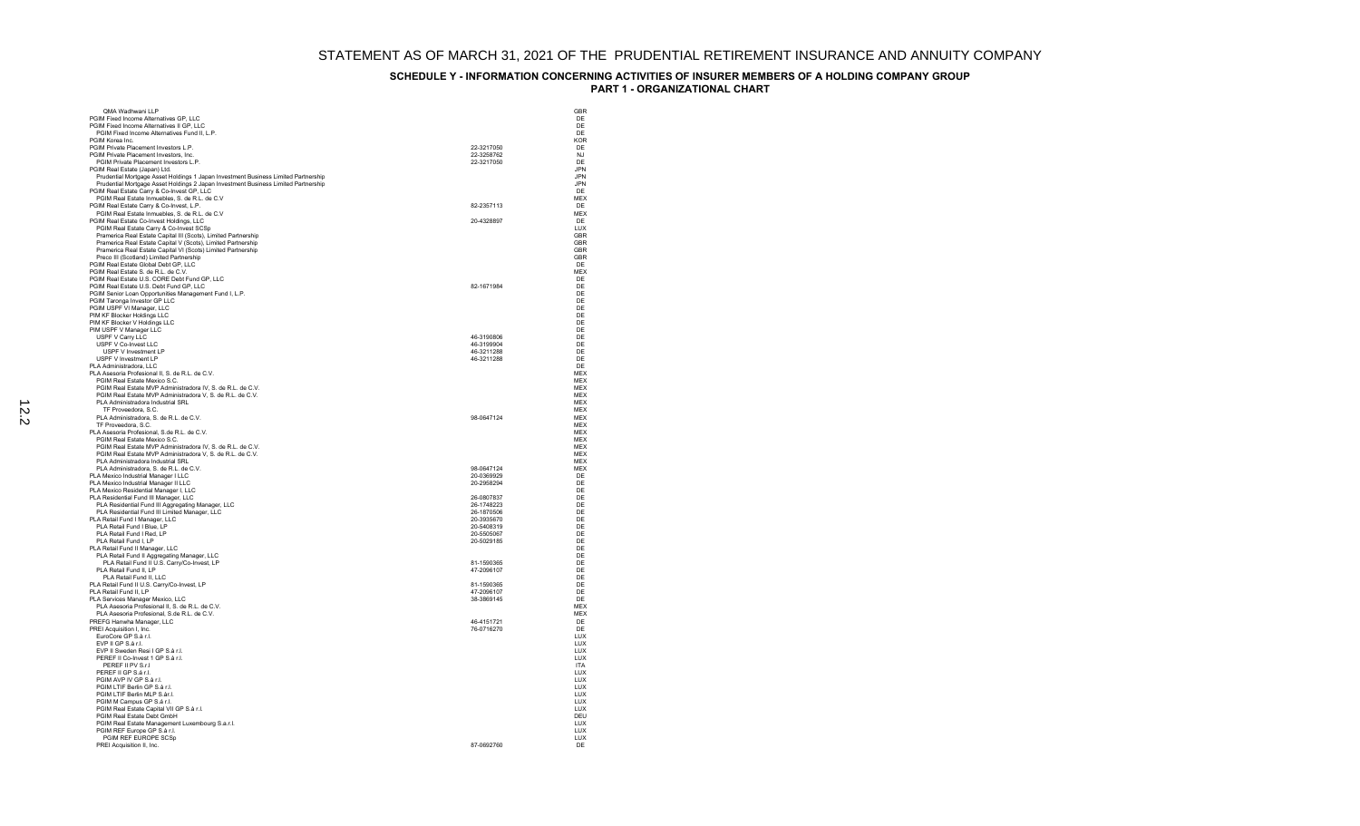# STATEMENT AS OF MARCH 31, 2021 OF THE PRUDENTIAL RETIREMENT INSURANCE AND ANNUITY COMPANY

## SCHEDULE Y - INFORMATION CONCERNING ACTIVITIES OF INSURER MEMBERS OF A HOLDING COMPANY GROUP
## PART 1 - ORGANIZATIONAL CHART

| Entity | FEIN | Domicile |
|---|---|---|
| QMA Wadhwani LLP | | GBR |
| PGIM Fixed Income Alternatives GP, LLC | | DE |
| PGIM Fixed Income Alternatives II GP, LLC | | DE |
| PGIM Fixed Income Alternatives Fund II, L.P. | | DE |
| PGIM Korea Inc. | | KOR |
| PGIM Private Placement Investors L.P. | 22-3217050 | DE |
| PGIM Private Placement Investors, Inc. | 22-3258762 | NJ |
| PGIM Private Placement Investors L.P. | 22-3217050 | DE |
| PGIM Real Estate (Japan) Ltd. | | JPN |
| Prudential Mortgage Asset Holdings 1 Japan Investment Business Limited Partnership | | JPN |
| Prudential Mortgage Asset Holdings 2 Japan Investment Business Limited Partnership | | JPN |
| PGIM Real Estate Carry & Co-Invest GP, LLC | | DE |
| PGIM Real Estate Inmuebles, S. de R.L. de C.V | | MEX |
| PGIM Real Estate Carry & Co-Invest, L.P. | 82-2357113 | DE |
| PGIM Real Estate Inmuebles, S. de R.L. de C.V | | MEX |
| PGIM Real Estate Co-Invest Holdings, LLC | 20-4328897 | DE |
| PGIM Real Estate Carry & Co-Invest SCSp | | LUX |
| Pramerica Real Estate Capital III (Scots), Limited Partnership | | GBR |
| Pramerica Real Estate Capital V (Scots), Limited Partnership | | GBR |
| Pramerica Real Estate Capital VI (Scots) Limited Partnership | | GBR |
| Preco III (Scotland) Limited Partnership | | GBR |
| PGIM Real Estate Global Debt GP, LLC | | DE |
| PGIM Real Estate S. de R.L. de C.V. | | MEX |
| PGIM Real Estate U.S. CORE Debt Fund GP, LLC | | DE |
| PGIM Real Estate U.S. Debt Fund GP, LLC | 82-1671984 | DE |
| PGIM Senior Loan Opportunities Management Fund I, L.P. | | DE |
| PGIM Taronga Investor GP LLC | | DE |
| PGIM USPF VI Manager, LLC | | DE |
| PIM KF Blocker Holdings LLC | | DE |
| PIM KF Blocker V Holdings LLC | | DE |
| PIM USPF V Manager LLC | | DE |
| USPF V Carry LLC | 46-3190806 | DE |
| USPF V Co-Invest LLC | 46-3199904 | DE |
| USPF V Investment LP | 46-3211288 | DE |
| USPF V Investment LP | 46-3211288 | DE |
| PLA Administradora, LLC | | DE |
| PLA Asesoria Profesional II, S. de R.L. de C.V. | | MEX |
| PGIM Real Estate Mexico S.C. | | MEX |
| PGIM Real Estate MVP Administradora IV, S. de R.L. de C.V. | | MEX |
| PGIM Real Estate MVP Administradora V, S. de R.L. de C.V. | | MEX |
| PLA Administradora Industrial SRL | | MEX |
| TF Proveedora, S.C. | | MEX |
| PLA Administradora, S. de R.L. de C.V. | 98-0647124 | MEX |
| TF Proveedora, S.C. | | MEX |
| PLA Asesoria Profesional, S.de R.L. de C.V. | | MEX |
| PGIM Real Estate Mexico S.C. | | MEX |
| PGIM Real Estate MVP Administradora IV, S. de R.L. de C.V. | | MEX |
| PGIM Real Estate MVP Administradora V, S. de R.L. de C.V. | | MEX |
| PLA Administradora Industrial SRL | | MEX |
| PLA Administradora, S. de R.L. de C.V. | 98-0647124 | MEX |
| PLA Mexico Industrial Manager I LLC | 20-0369929 | DE |
| PLA Mexico Industrial Manager II LLC | 20-2958294 | DE |
| PLA Mexico Residential Manager I, LLC | | DE |
| PLA Residential Fund III Manager, LLC | 26-0807837 | DE |
| PLA Residential Fund III Aggregating Manager, LLC | 26-1748223 | DE |
| PLA Residential Fund III Limited Manager, LLC | 26-1870506 | DE |
| PLA Retail Fund I Manager, LLC | 20-3935670 | DE |
| PLA Retail Fund I Blue, LP | 20-5408319 | DE |
| PLA Retail Fund I Red, LP | 20-5505067 | DE |
| PLA Retail Fund I, LP | 20-5029185 | DE |
| PLA Retail Fund II Manager, LLC | | DE |
| PLA Retail Fund II Aggregating Manager, LLC | | DE |
| PLA Retail Fund II U.S. Carry/Co-Invest, LP | 81-1590365 | DE |
| PLA Retail Fund II, LP | 47-2096107 | DE |
| PLA Retail Fund II, LLC | | DE |
| PLA Retail Fund II U.S. Carry/Co-Invest, LP | 81-1590365 | DE |
| PLA Retail Fund II, LP | 47-2096107 | DE |
| PLA Services Manager Mexico, LLC | 38-3869145 | DE |
| PLA Asesoria Profesional II, S. de R.L. de C.V. | | MEX |
| PLA Asesoria Profesional, S.de R.L. de C.V. | | MEX |
| PREFG Hanwha Manager, LLC | 46-4151721 | DE |
| PREI Acquisition I, Inc. | 76-0716270 | DE |
| EuroCore GP S.à r.l. | | LUX |
| EVP II GP S.à r.l. | | LUX |
| EVP II Sweden Resi I GP S.à r.l. | | LUX |
| PEREF II Co-Invest 1 GP S.à r.l. | | LUX |
| PEREF II PV S.r.l | | ITA |
| PEREF II GP S.à r.l. | | LUX |
| PGIM AVP IV GP S.à r.l. | | LUX |
| PGIM LTIF Berlin GP S.à r.l. | | LUX |
| PGIM LTIF Berlin MLP S.àr.l. | | LUX |
| PGIM M Campus GP S.à r.l. | | LUX |
| PGIM Real Estate Capital VII GP S.à r.l. | | LUX |
| PGIM Real Estate Debt GmbH | | DEU |
| PGIM Real Estate Management Luxembourg S.a.r.l. | | LUX |
| PGIM REF Europe GP S.à r.l. | | LUX |
| PGIM REF EUROPE SCSp | | LUX |
| PREI Acquisition II, Inc. | 87-0692760 | DE |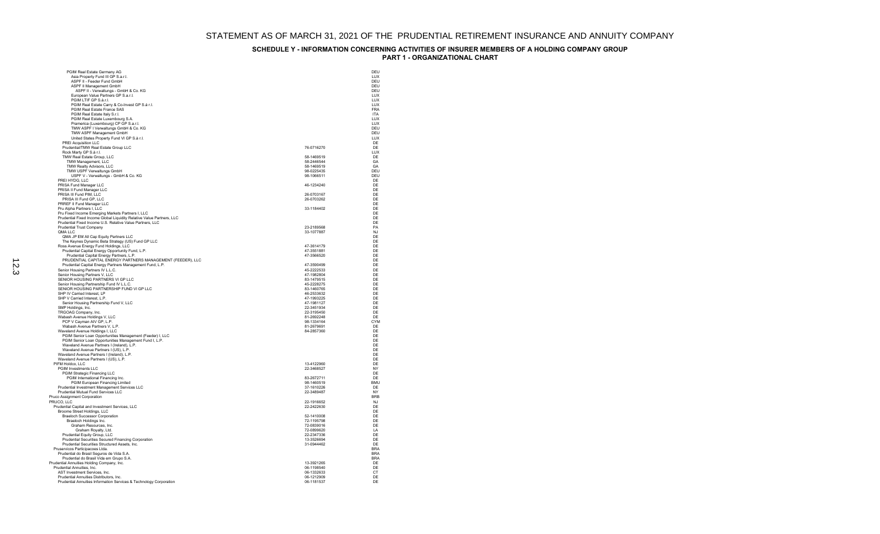# STATEMENT AS OF MARCH 31, 2021 OF THE PRUDENTIAL RETIREMENT INSURANCE AND ANNUITY COMPANY

## SCHEDULE Y - INFORMATION CONCERNING ACTIVITIES OF INSURER MEMBERS OF A HOLDING COMPANY GROUP
### PART 1 - ORGANIZATIONAL CHART

| Entity | FEIN | Domicile |
|---|---|---|
| PGIM Real Estate Germany AG | | DEU |
| Asia Property Fund III GP S.a.r.l. | | LUX |
| ASPF II - Feeder Fund GmbH | | DEU |
| ASPF II Management GmbH | | DEU |
| ASPF II - Verwaltungs - GmbH & Co. KG | | DEU |
| European Value Partners GP S.a.r.l. | | LUX |
| PGIM LTIF GP S.à.r.l. | | LUX |
| PGIM Real Estate Carry & Co-Invest GP S.à r.l. | | LUX |
| PGIM Real Estate France SAS | | FRA |
| PGIM Real Estate Italy S.r.l. | | ITA |
| PGIM Real Estate Luxembourg S.A. | | LUX |
| Pramerica (Luxembourg) CP GP S.a.r.l. | | LUX |
| TMW ASPF I Verwaltungs GmbH & Co. KG | | DEU |
| TMW ASPF Management GmbH | | DEU |
| United States Property Fund VI GP S.à r.l. | | LUX |
| PREI Acquisition LLC | | DE |
| Prudential/TMW Real Estate Group LLC | 76-0716270 | DE |
| Rock Marty GP S.à r.l. | | LUX |
| TMW Real Estate Group, LLC | 58-1469519 | DE |
| TMW Management, LLC | 58-2446544 | GA |
| TMW Realty Advisors, LLC | 58-1469519 | GA |
| TMW USPF Verwaltungs GmbH | 98-0225435 | DEU |
| USPF V - Verwaltungs - GmbH & Co. KG | 98-1066511 | DEU |
| PREI HYDG, LLC | | DE |
| PRISA Fund Manager LLC | 46-1234240 | DE |
| PRISA II Fund Manager LLC | | DE |
| PRISA III Fund PIM, LLC | 26-0703167 | DE |
| PRISA III Fund GP, LLC | 26-0703262 | DE |
| PRREF II Fund Manager LLC | | DE |
| Pru Alpha Partners I, LLC | 33-1184402 | DE |
| Pru Fixed Income Emerging Markets Partners I, LLC | | DE |
| Prudential Fixed Income Global Liquidity Relative Value Partners, LLC | | DE |
| Prudential Fixed Income U.S. Relative Value Partners, LLC | | DE |
| Prudential Trust Company | 23-2189568 | PA |
| QMA LLC | 33-1077887 | NJ |
| QMA JP EM All Cap Equity Partners LLC | | DE |
| The Keynes Dynamic Beta Strategy (US) Fund GP LLC | | DE |
| Ross Avenue Energy Fund Holdings, LLC | 47-3614179 | DE |
| Prudential Capital Energy Opportunity Fund, L.P. | 47-3551881 | DE |
| Prudential Capital Energy Partners, L.P. | 47-3566520 | DE |
| PRUDENTIAL CAPITAL ENERGY PARTNERS MANAGEMENT (FEEDER), LLC | | DE |
| Prudential Capital Energy Partners Management Fund, L.P. | 47-3590499 | DE |
| Senior Housing Partners IV L.L.C. | 45-2222533 | DE |
| Senior Housing Partners V, LLC | 47-1982804 | DE |
| SENIOR HOUSING PARTNERS VI GP LLC | 83-1479515 | DE |
| Senior Housing Partnership Fund IV L.L.C. | 45-2228275 | DE |
| SENIOR HOUSING PARTNERSHIP FUND VI GP LLC | 83-1460765 | DE |
| SHP IV Carried Interest, LP | 46-2533632 | DE |
| SHP V Carried Interest, L.P. | 47-1993225 | DE |
| Senior Housing Partnership Fund V, LLC | 47-1981127 | DE |
| SMP Holdings, Inc. | 22-3451934 | DE |
| TRGOAG Company, Inc. | 22-3195450 | DE |
| Wabash Avenue Holdings V, LLC | 81-2692248 | DE |
| PCP V Cayman AIV GP, L.P. | 98-1334164 | CYM |
| Wabash Avenue Partners V, L.P. | 81-2679691 | DE |
| Waveland Avenue Holdings I, LLC | 84-2857360 | DE |
| PGIM Senior Loan Opportunities Management (Feeder) I, LLC | | DE |
| PGIM Senior Loan Opportunities Management Fund I, L.P. | | DE |
| Waveland Avenue Partners I (Ireland), L.P. | | DE |
| Waveland Avenue Partners I (US), L.P. | | DE |
| Waveland Avenue Partners I (Ireland), L.P. | | DE |
| Waveland Avenue Partners I (US), L.P. | | DE |
| PIFM Holdco, LLC | 13-4122960 | DE |
| PGIM Investments LLC | 22-3468527 | NY |
| PGIM Strategic Financing LLC | | DE |
| PGIM International Financing Inc. | 83-2672711 | DE |
| PGIM European Financing Limited | 98-1460519 | BMU |
| Prudential Investment Management Services LLC | 37-1610226 | DE |
| Prudential Mutual Fund Services LLC | 22-3489487 | NY |
| Pruco Assignment Corporation | | BRB |
| PRUCO, LLC | 22-1916652 | NJ |
| Prudential Capital and Investment Services, LLC | 22-2422630 | DE |
| Broome Street Holdings, LLC | | DE |
| Braeloch Successor Corporation | 52-1410008 | DE |
| Braeloch Holdings Inc. | 72-1195798 | DE |
| Graham Resources, Inc. | 72-0839016 | DE |
| Graham Royalty, Ltd. | 72-0899620 | LA |
| Prudential Equity Group, LLC | 22-2347336 | DE |
| Prudential Securities Secured Financing Corporation | 13-3526694 | DE |
| Prudential Securities Structured Assets, Inc. | 31-0944462 | DE |
| Pruservicos Participacoes Ltda. | | BRA |
| Prudential do Brasil Seguros de Vida S.A. | | BRA |
| Prudential do Brasil Vida em Grupo S.A. | | BRA |
| Prudential Annuities Holding Company, Inc. | 13-3921265 | DE |
| Prudential Annuities, Inc. | 06-1198540 | DE |
| AST Investment Services, Inc. | 06-1332633 | CT |
| Prudential Annuities Distributors, Inc. | 06-1212909 | DE |
| Prudential Annuities Information Services & Technology Corporation | 06-1181537 | DE |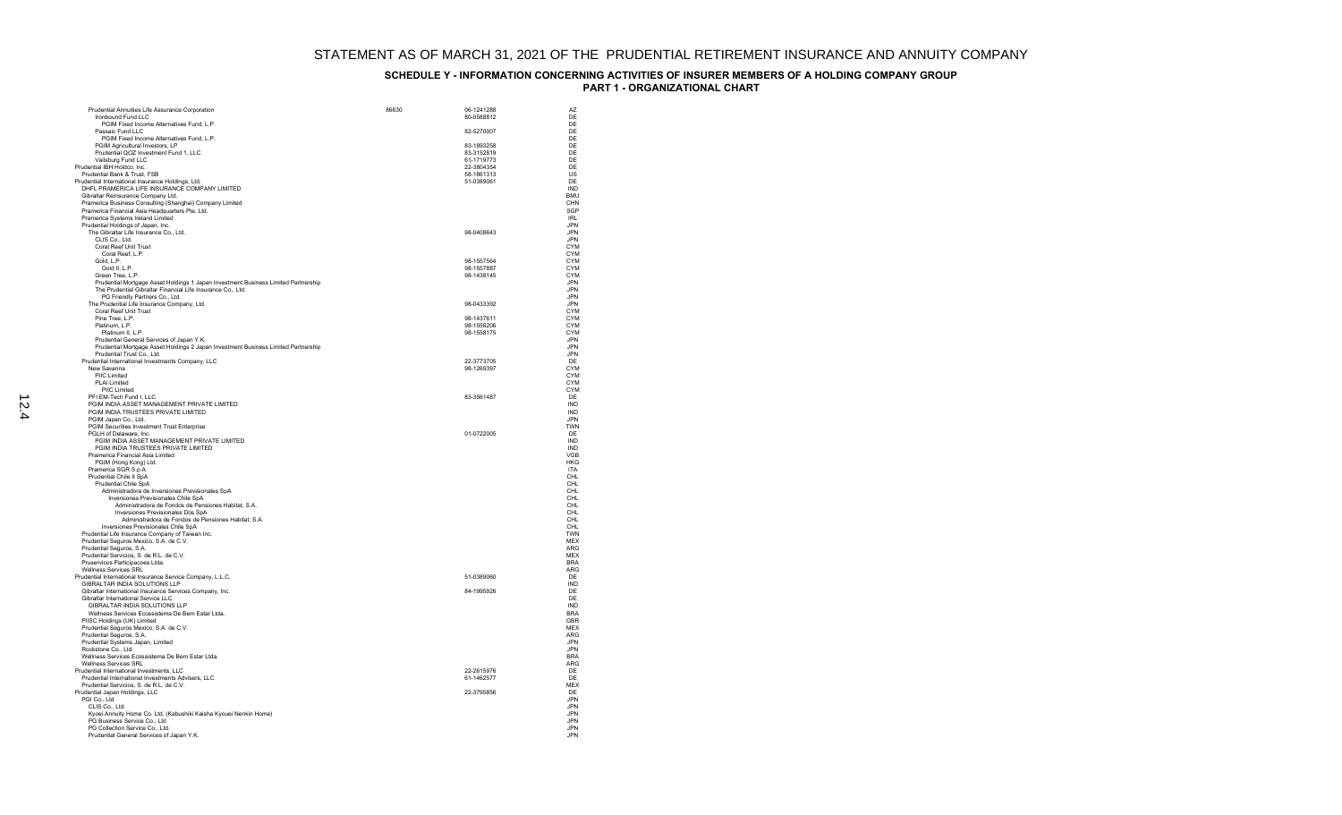# STATEMENT AS OF MARCH 31, 2021 OF THE PRUDENTIAL RETIREMENT INSURANCE AND ANNUITY COMPANY

## SCHEDULE Y - INFORMATION CONCERNING ACTIVITIES OF INSURER MEMBERS OF A HOLDING COMPANY GROUP

### PART 1 - ORGANIZATIONAL CHART

| Entity | NAIC Code | FEIN | Domicile |
|---|---|---|---|
| Prudential Annuities Life Assurance Corporation | 86630 | 06-1241288 | AZ |
| Ironbound Fund LLC | | 80-0588812 | DE |
| PGIM Fixed Income Alternatives Fund, L.P. | | | DE |
| Passaic Fund LLC | | 82-5270007 | DE |
| PGIM Fixed Income Alternatives Fund, L.P. | | | DE |
| PGIM Agricultural Investors, LP | | 83-1893258 | DE |
| Prudential QOZ Investment Fund 1, LLC | | 83-3152819 | DE |
| Vailsburg Fund LLC | | 61-1719773 | DE |
| Prudential IBH Holdco, Inc. | | 22-3804354 | DE |
| Prudential Bank & Trust, FSB | | 58-1861313 | US |
| Prudential International Insurance Holdings, Ltd. | | 51-0389061 | DE |
| DHFL PRAMERICA LIFE INSURANCE COMPANY LIMITED | | | IND |
| Gibraltar Reinsurance Company Ltd. | | | BMU |
| Pramerica Business Consulting (Shanghai) Company Limited | | | CHN |
| Pramerica Financial Asia Headquarters Pte. Ltd. | | | SGP |
| Pramerica Systems Ireland Limited | | | IRL |
| Prudential Holdings of Japan, Inc. | | | JPN |
| The Gibraltar Life Insurance Co., Ltd. | | 98-0408643 | JPN |
| CLIS Co., Ltd. | | | JPN |
| Coral Reef Unit Trust | | | CYM |
| Coral Reef, L.P. | | | CYM |
| Gold, L.P. | | 98-1557564 | CYM |
| Gold II, L.P. | | 98-1557887 | CYM |
| Green Tree, L.P. | | 98-1438145 | CYM |
| Prudential Mortgage Asset Holdings 1 Japan Investment Business Limited Partnership | | | JPN |
| The Prudential Gibraltar Financial Life Insurance Co., Ltd. | | | JPN |
| PG Friendly Partners Co., Ltd. | | | JPN |
| The Prudential Life Insurance Company, Ltd. | | 98-0433392 | JPN |
| Coral Reef Unit Trust | | | CYM |
| Pine Tree, L.P. | | 98-1437611 | CYM |
| Platinum, L.P. | | 98-1558206 | CYM |
| Platinum II, L.P. | | 98-1558175 | CYM |
| Prudential General Services of Japan Y.K. | | | JPN |
| Prudential Mortgage Asset Holdings 2 Japan Investment Business Limited Partnership | | | JPN |
| Prudential Trust Co., Ltd. | | | JPN |
| Prudential International Investments Company, LLC | | 22-3773705 | DE |
| New Savanna | | 98-1269397 | CYM |
| PIIC Limited | | | CYM |
| PLAI Limited | | | CYM |
| PIIC Limited | | | CYM |
| PFI EM-Tech Fund I, LLC | | 83-3561487 | DE |
| PGIM INDIA ASSET MANAGEMENT PRIVATE LIMITED | | | IND |
| PGIM INDIA TRUSTEES PRIVATE LIMITED | | | IND |
| PGIM Japan Co., Ltd. | | | JPN |
| PGIM Securities Investment Trust Enterprise | | | TWN |
| PGLH of Delaware, Inc. | | 01-0722005 | DE |
| PGIM INDIA ASSET MANAGEMENT PRIVATE LIMITED | | | IND |
| PGIM INDIA TRUSTEES PRIVATE LIMITED | | | IND |
| Pramerica Financial Asia Limited | | | VGB |
| PGIM (Hong Kong) Ltd. | | | HKG |
| Pramerica SGR S.p.A | | | ITA |
| Prudential Chile II SpA | | | CHL |
| Prudential Chile SpA | | | CHL |
| Administradora de Inversiones Previsionales SpA | | | CHL |
| Inversiones Previsionales Chile SpA | | | CHL |
| Administradora de Fondos de Pensiones Habitat, S.A. | | | CHL |
| Inversiones Previsionales Dos SpA | | | CHL |
| Administradora de Fondos de Pensiones Habitat, S.A. | | | CHL |
| Inversiones Previsionales Chile SpA | | | CHL |
| Prudential Life Insurance Company of Taiwan Inc. | | | TWN |
| Prudential Seguros Mexico, S.A. de C.V. | | | MEX |
| Prudential Seguros, S.A. | | | ARG |
| Prudential Servicios, S. de R.L. de C.V. | | | MEX |
| Pruservicos Participacoes Ltda. | | | BRA |
| Wellness Services SRL | | | ARG |
| Prudential International Insurance Service Company, L.L.C. | | 51-0389060 | DE |
| GIBRALTAR INDIA SOLUTIONS LLP | | | IND |
| Gibraltar International Insurance Services Company, Inc. | | 84-1995926 | DE |
| Gibraltar International Service LLC | | | DE |
| GIBRALTAR INDIA SOLUTIONS LLP | | | IND |
| Wellness Services Ecossistema De Bem Estar Ltda. | | | BRA |
| PIISC Holdings (UK) Limited | | | GBR |
| Prudential Seguros Mexico, S.A. de C.V. | | | MEX |
| Prudential Seguros, S.A. | | | ARG |
| Prudential Systems Japan, Limited | | | JPN |
| Rockstone Co., Ltd. | | | JPN |
| Wellness Services Ecossistema De Bem Estar Ltda. | | | BRA |
| Wellness Services SRL | | | ARG |
| Prudential International Investments, LLC | | 22-2615976 | DE |
| Prudential International Investments Advisers, LLC | | 61-1462577 | DE |
| Prudential Servicios, S. de R.L. de C.V. | | | MEX |
| Prudential Japan Holdings, LLC | | 22-3795856 | DE |
| PGI Co., Ltd | | | JPN |
| CLIS Co., Ltd. | | | JPN |
| Kyoei Annuity Home Co. Ltd. (Kabushiki Kaisha Kyouei Nenkin Home) | | | JPN |
| PG Business Service Co., Ltd | | | JPN |
| PG Collection Service Co., Ltd. | | | JPN |
| Prudential General Services of Japan Y.K. | | | JPN |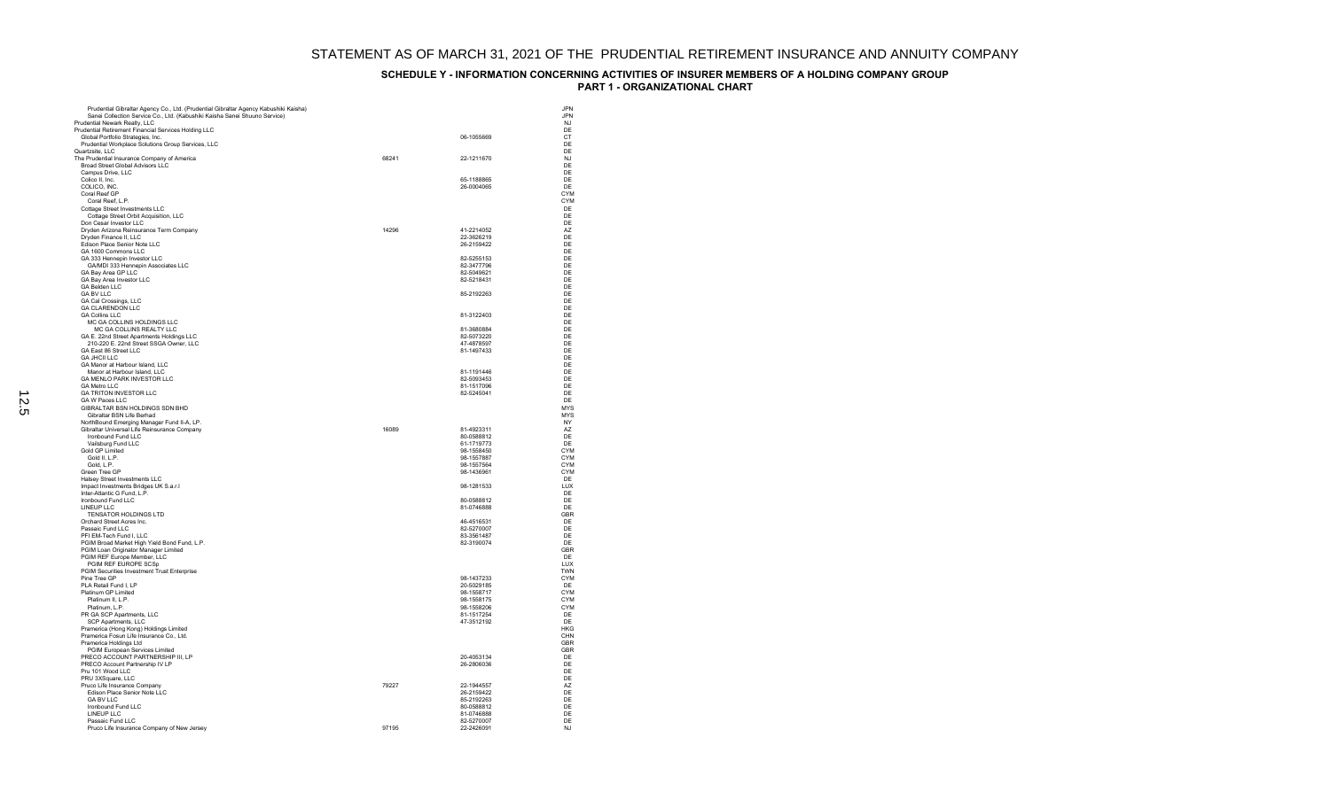# STATEMENT AS OF MARCH 31, 2021 OF THE PRUDENTIAL RETIREMENT INSURANCE AND ANNUITY COMPANY

## SCHEDULE Y - INFORMATION CONCERNING ACTIVITIES OF INSURER MEMBERS OF A HOLDING COMPANY GROUP
## PART 1 - ORGANIZATIONAL CHART

| Entity | NAIC Code | FEIN | Domicile |
|---|---|---|---|
| Prudential Gibraltar Agency Co., Ltd. (Prudential Gibraltar Agency Kabushiki Kaisha) | | | JPN |
| Sanei Collection Service Co., Ltd. (Kabushiki Kaisha Sanei Shuuno Service) | | | JPN |
| Prudential Newark Realty, LLC | | | NJ |
| Prudential Retirement Financial Services Holding LLC | | | DE |
| Global Portfolio Strategies, Inc. | | 06-1055669 | CT |
| Prudential Workplace Solutions Group Services, LLC | | | DE |
| Quartzsite, LLC | | | DE |
| The Prudential Insurance Company of America | 68241 | 22-1211670 | NJ |
| Broad Street Global Advisors LLC | | | DE |
| Campus Drive, LLC | | | DE |
| Colico II, Inc. | | 65-1188865 | DE |
| COLICO, INC. | | 26-0004065 | DE |
| Coral Reef GP | | | CYM |
| Coral Reef, L.P. | | | CYM |
| Cottage Street Investments LLC | | | DE |
| Cottage Street Orbit Acquisition, LLC | | | DE |
| Don Cesar Investor LLC | | | DE |
| Dryden Arizona Reinsurance Term Company | 14296 | 41-2214052 | AZ |
| Dryden Finance II, LLC | | 22-3626219 | DE |
| Edison Place Senior Note LLC | | 26-2159422 | DE |
| GA 1600 Commons LLC | | | DE |
| GA 333 Hennepin Investor LLC | | 82-5255153 | DE |
| GA/MDI 333 Hennepin Associates LLC | | 82-3477796 | DE |
| GA Bay Area GP LLC | | 82-5049621 | DE |
| GA Bay Area Investor LLC | | 82-5218431 | DE |
| GA Belden LLC | | | DE |
| GA BV LLC | | 85-2192263 | DE |
| GA Cal Crossings, LLC | | | DE |
| GA CLARENDON LLC | | | DE |
| GA Collins LLC | | 81-3122403 | DE |
| MC GA COLLINS HOLDINGS LLC | | | DE |
| MC GA COLLINS REALTY LLC | | 81-3680884 | DE |
| GA E. 22nd Street Apartments Holdings LLC | | 82-5073220 | DE |
| 210-220 E. 22nd Street SSGA Owner, LLC | | 47-4878597 | DE |
| GA East 86 Street LLC | | 81-1497433 | DE |
| GA JHCII LLC | | | DE |
| GA Manor at Harbour Island, LLC | | | DE |
| Manor at Harbour Island, LLC | | 81-1191446 | DE |
| GA MENLO PARK INVESTOR LLC | | 82-5093453 | DE |
| GA Metro LLC | | 81-1517096 | DE |
| GA TRITON INVESTOR LLC | | 82-5245041 | DE |
| GA W Paces LLC | | | DE |
| GIBRALTAR BSN HOLDINGS SDN BHD | | | MYS |
| Gibraltar BSN Life Berhad | | | MYS |
| NorthBound Emerging Manager Fund II-A, LP. | | | NY |
| Gibraltar Universal Life Reinsurance Company | 16089 | 81-4923311 | AZ |
| Ironbound Fund LLC | | 80-0588812 | DE |
| Vailsburg Fund LLC | | 61-1719773 | DE |
| Gold GP Limited | | 98-1558450 | CYM |
| Gold II, L.P. | | 98-1557887 | CYM |
| Gold, L.P. | | 98-1557564 | CYM |
| Green Tree GP | | 98-1436961 | CYM |
| Halsey Street Investments LLC | | | DE |
| Impact Investments Bridges UK S.a.r.l | | 98-1281533 | LUX |
| Inter-Atlantic G Fund, L.P. | | | DE |
| Ironbound Fund LLC | | 80-0588812 | DE |
| LINEUP LLC | | 81-0746888 | DE |
| TENSATOR HOLDINGS LTD | | | GBR |
| Orchard Street Acres Inc. | | 46-4516531 | DE |
| Passaic Fund LLC | | 82-5270007 | DE |
| PFI EM-Tech Fund I, LLC | | 83-3561487 | DE |
| PGIM Broad Market High Yield Bond Fund, L.P. | | 82-3190074 | DE |
| PGIM Loan Originator Manager Limited | | | GBR |
| PGIM REF Europe Member, LLC | | | DE |
| PGIM REF EUROPE SCSp | | | LUX |
| PGIM Securities Investment Trust Enterprise | | | TWN |
| Pine Tree GP | | 98-1437233 | CYM |
| PLA Retail Fund I, LP | | 20-5029185 | DE |
| Platinum GP Limited | | 98-1558717 | CYM |
| Platinum II, L.P. | | 98-1558175 | CYM |
| Platinum, L.P. | | 98-1558206 | CYM |
| PR GA SCP Apartments, LLC | | 81-1517254 | DE |
| SCP Apartments, LLC | | 47-3512192 | DE |
| Pramerica (Hong Kong) Holdings Limited | | | HKG |
| Pramerica Fosun Life Insurance Co., Ltd. | | | CHN |
| Pramerica Holdings Ltd | | | GBR |
| PGIM European Services Limited | | | GBR |
| PRECO ACCOUNT PARTNERSHIP III, LP | | 20-4053134 | DE |
| PRECO Account Partnership IV LP | | 26-2806036 | DE |
| Pru 101 Wood LLC | | | DE |
| PRU 3XSquare, LLC | | | DE |
| Pruco Life Insurance Company | 79227 | 22-1944557 | AZ |
| Edison Place Senior Note LLC | | 26-2159422 | DE |
| GA BV LLC | | 85-2192263 | DE |
| Ironbound Fund LLC | | 80-0588812 | DE |
| LINEUP LLC | | 81-0746888 | DE |
| Passaic Fund LLC | | 82-5270007 | DE |
| Pruco Life Insurance Company of New Jersey | 97195 | 22-2426091 | NJ |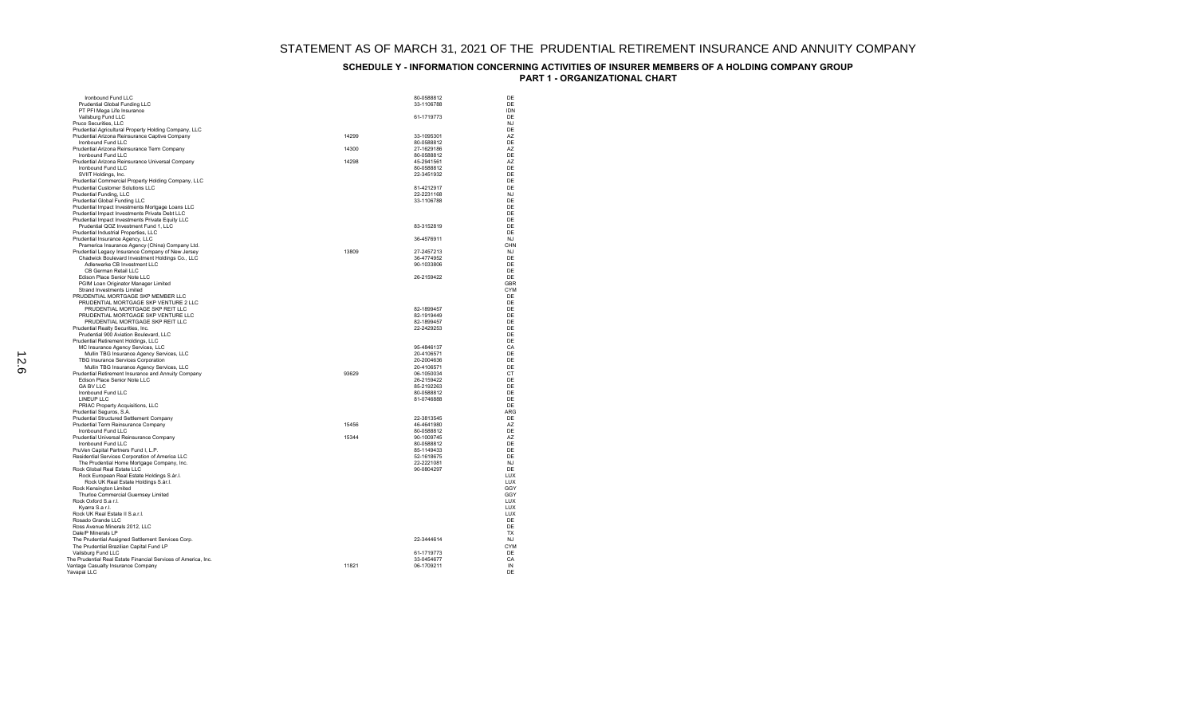# STATEMENT AS OF MARCH 31, 2021 OF THE PRUDENTIAL RETIREMENT INSURANCE AND ANNUITY COMPANY

## SCHEDULE Y - INFORMATION CONCERNING ACTIVITIES OF INSURER MEMBERS OF A HOLDING COMPANY GROUP

### PART 1 - ORGANIZATIONAL CHART

| | | | |
|---|---|---|---|
| Ironbound Fund LLC | | 80-0588812 | DE |
| Prudential Global Funding LLC | | 33-1106788 | DE |
| PT PFI Mega Life Insurance | | | IDN |
| Vailsburg Fund LLC | | 61-1719773 | DE |
| Pruco Securities, LLC | | | NJ |
| Prudential Agricultural Property Holding Company, LLC | | | DE |
| Prudential Arizona Reinsurance Captive Company | 14299 | 33-1095301 | AZ |
| Ironbound Fund LLC | | 80-0588812 | DE |
| Prudential Arizona Reinsurance Term Company | 14300 | 27-1629186 | AZ |
| Ironbound Fund LLC | | 80-0588812 | DE |
| Prudential Arizona Reinsurance Universal Company | 14298 | 45-2941561 | AZ |
| Ironbound Fund LLC | | 80-0588812 | DE |
| SVIIT Holdings, Inc. | | 22-3451932 | DE |
| Prudential Commercial Property Holding Company, LLC | | | DE |
| Prudential Customer Solutions LLC | | 81-4212917 | DE |
| Prudential Funding, LLC | | 22-2231168 | NJ |
| Prudential Global Funding LLC | | 33-1106788 | DE |
| Prudential Impact Investments Mortgage Loans LLC | | | DE |
| Prudential Impact Investments Private Debt LLC | | | DE |
| Prudential Impact Investments Private Equity LLC | | | DE |
| Prudential QOZ Investment Fund 1, LLC | | 83-3152819 | DE |
| Prudential Industrial Properties, LLC | | | DE |
| Prudential Insurance Agency, LLC | | 36-4576911 | NJ |
| Pramerica Insurance Agency (China) Company Ltd. | | | CHN |
| Prudential Legacy Insurance Company of New Jersey | 13809 | 27-2457213 | NJ |
| Chadwick Boulevard Investment Holdings Co., LLC | | 36-4774952 | DE |
| Adlerwerke CB Investment LLC | | 90-1033806 | DE |
| CB German Retail LLC | | | DE |
| Edison Place Senior Note LLC | | 26-2159422 | DE |
| PGIM Loan Originator Manager Limited | | | GBR |
| Strand Investments Limited | | | CYM |
| PRUDENTIAL MORTGAGE SKP MEMBER LLC | | | DE |
| PRUDENTIAL MORTGAGE SKP VENTURE 2 LLC | | | DE |
| PRUDENTIAL MORTGAGE SKP REIT LLC | | 82-1899457 | DE |
| PRUDENTIAL MORTGAGE SKP VENTURE LLC | | 82-1919449 | DE |
| PRUDENTIAL MORTGAGE SKP REIT LLC | | 82-1899457 | DE |
| Prudential Realty Securities, Inc. | | 22-2429253 | DE |
| Prudential 900 Aviation Boulevard, LLC | | | DE |
| Prudential Retirement Holdings, LLC | | | DE |
| MC Insurance Agency Services, LLC | | 95-4846137 | CA |
| Mullin TBG Insurance Agency Services, LLC | | 20-4106571 | DE |
| TBG Insurance Services Corporation | | 20-2004636 | DE |
| Mullin TBG Insurance Agency Services, LLC | | 20-4106571 | DE |
| Prudential Retirement Insurance and Annuity Company | 93629 | 06-1050034 | CT |
| Edison Place Senior Note LLC | | 26-2159422 | DE |
| GA BV LLC | | 85-2192263 | DE |
| Ironbound Fund LLC | | 80-0588812 | DE |
| LINEUP LLC | | 81-0746888 | DE |
| PRIAC Property Acquisitions, LLC | | | DE |
| Prudential Seguros, S.A. | | | ARG |
| Prudential Structured Settlement Company | | 22-3813545 | DE |
| Prudential Term Reinsurance Company | 15456 | 46-4641980 | AZ |
| Ironbound Fund LLC | | 80-0588812 | DE |
| Prudential Universal Reinsurance Company | 15344 | 90-1009745 | AZ |
| Ironbound Fund LLC | | 80-0588812 | DE |
| PruVen Capital Partners Fund I, L.P. | | 85-1149433 | DE |
| Residential Services Corporation of America LLC | | 52-1818675 | DE |
| The Prudential Home Mortgage Company, Inc. | | 22-2221081 | NJ |
| Rock Global Real Estate LLC | | 90-0804297 | DE |
| Rock European Real Estate Holdings S.àr.l. | | | LUX |
| Rock UK Real Estate Holdings S.àr.l. | | | LUX |
| Rock Kensington Limited | | | GGY |
| Thurloe Commercial Guernsey Limited | | | GGY |
| Rock Oxford S.a r.l. | | | LUX |
| Kyarra S.a r.l. | | | LUX |
| Rock UK Real Estate II S.a.r.l. | | | LUX |
| Rosado Grande LLC | | | DE |
| Ross Avenue Minerals 2012, LLC | | | DE |
| Dale/P Minerals LP | | | TX |
| The Prudential Assigned Settlement Services Corp. | | 22-3444614 | NJ |
| The Prudential Brazilian Capital Fund LP | | | CYM |
| Vailsburg Fund LLC | | 61-1719773 | DE |
| The Prudential Real Estate Financial Services of America, Inc. | | 33-0454677 | CA |
| Vantage Casualty Insurance Company | 11821 | 06-1709211 | IN |
| Yavapai LLC | | | DE |